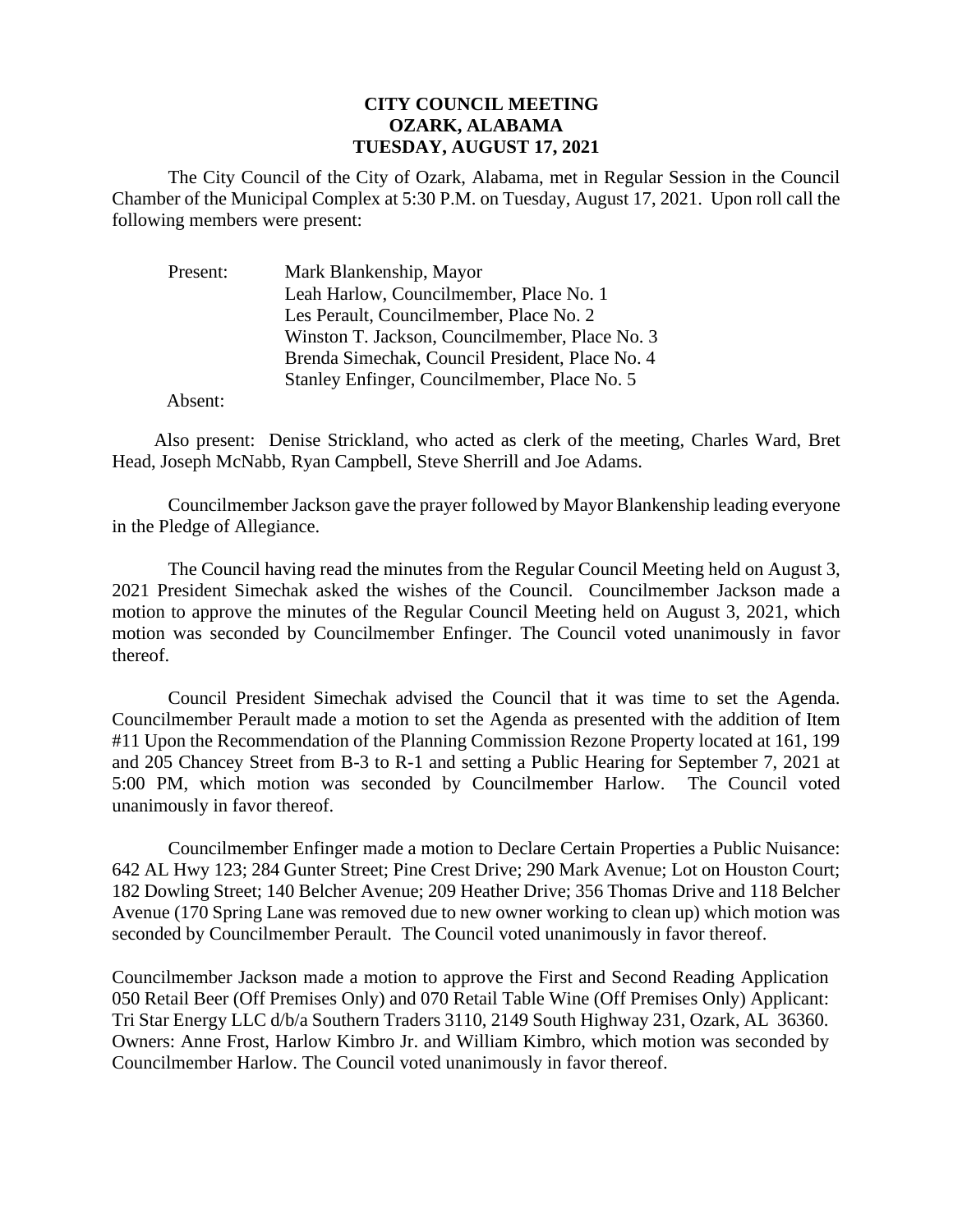# CITY COUNCIL MEETING
# OZARK, ALABAMA
# TUESDAY, AUGUST 17, 2021

The City Council of the City of Ozark, Alabama, met in Regular Session in the Council Chamber of the Municipal Complex at 5:30 P.M. on Tuesday, August 17, 2021. Upon roll call the following members were present:

Present: Mark Blankenship, Mayor
Leah Harlow, Councilmember, Place No. 1
Les Perault, Councilmember, Place No. 2
Winston T. Jackson, Councilmember, Place No. 3
Brenda Simechak, Council President, Place No. 4
Stanley Enfinger, Councilmember, Place No. 5

Absent:

Also present: Denise Strickland, who acted as clerk of the meeting, Charles Ward, Bret Head, Joseph McNabb, Ryan Campbell, Steve Sherrill and Joe Adams.

Councilmember Jackson gave the prayer followed by Mayor Blankenship leading everyone in the Pledge of Allegiance.

The Council having read the minutes from the Regular Council Meeting held on August 3, 2021 President Simechak asked the wishes of the Council. Councilmember Jackson made a motion to approve the minutes of the Regular Council Meeting held on August 3, 2021, which motion was seconded by Councilmember Enfinger. The Council voted unanimously in favor thereof.

Council President Simechak advised the Council that it was time to set the Agenda. Councilmember Perault made a motion to set the Agenda as presented with the addition of Item #11 Upon the Recommendation of the Planning Commission Rezone Property located at 161, 199 and 205 Chancey Street from B-3 to R-1 and setting a Public Hearing for September 7, 2021 at 5:00 PM, which motion was seconded by Councilmember Harlow. The Council voted unanimously in favor thereof.

Councilmember Enfinger made a motion to Declare Certain Properties a Public Nuisance: 642 AL Hwy 123; 284 Gunter Street; Pine Crest Drive; 290 Mark Avenue; Lot on Houston Court; 182 Dowling Street; 140 Belcher Avenue; 209 Heather Drive; 356 Thomas Drive and 118 Belcher Avenue (170 Spring Lane was removed due to new owner working to clean up) which motion was seconded by Councilmember Perault. The Council voted unanimously in favor thereof.

Councilmember Jackson made a motion to approve the First and Second Reading Application 050 Retail Beer (Off Premises Only) and 070 Retail Table Wine (Off Premises Only) Applicant: Tri Star Energy LLC d/b/a Southern Traders 3110, 2149 South Highway 231, Ozark, AL 36360. Owners: Anne Frost, Harlow Kimbro Jr. and William Kimbro, which motion was seconded by Councilmember Harlow. The Council voted unanimously in favor thereof.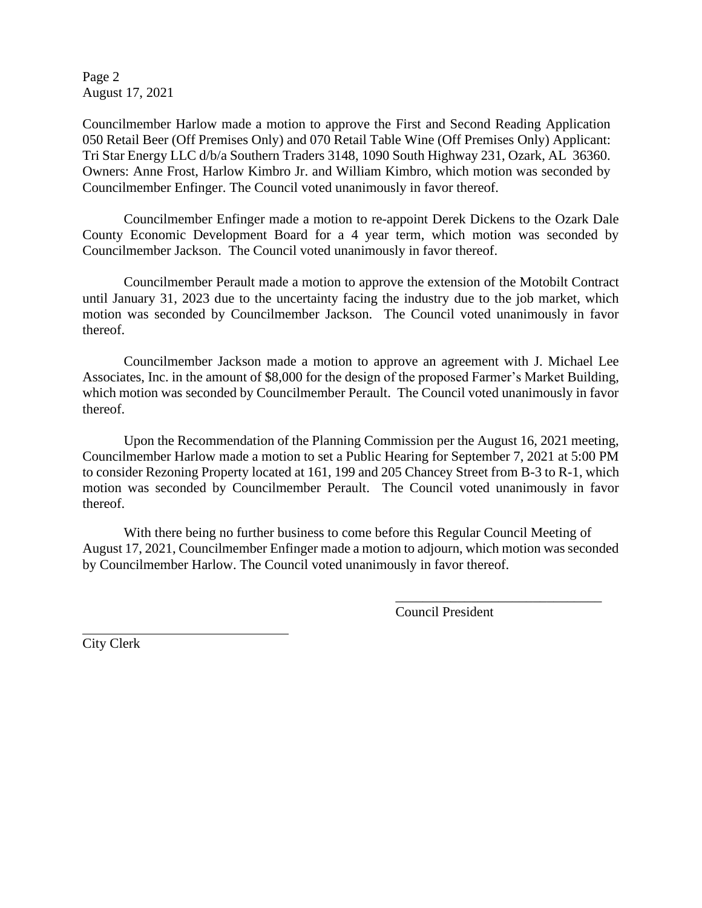Councilmember Harlow made a motion to approve the First and Second Reading Application 050 Retail Beer (Off Premises Only) and 070 Retail Table Wine (Off Premises Only) Applicant: Tri Star Energy LLC d/b/a Southern Traders 3148, 1090 South Highway 231, Ozark, AL 36360. Owners: Anne Frost, Harlow Kimbro Jr. and William Kimbro, which motion was seconded by Councilmember Enfinger. The Council voted unanimously in favor thereof.

Councilmember Enfinger made a motion to re-appoint Derek Dickens to the Ozark Dale County Economic Development Board for a 4 year term, which motion was seconded by Councilmember Jackson. The Council voted unanimously in favor thereof.

Councilmember Perault made a motion to approve the extension of the Motobilt Contract until January 31, 2023 due to the uncertainty facing the industry due to the job market, which motion was seconded by Councilmember Jackson. The Council voted unanimously in favor thereof.

Councilmember Jackson made a motion to approve an agreement with J. Michael Lee Associates, Inc. in the amount of $8,000 for the design of the proposed Farmer's Market Building, which motion was seconded by Councilmember Perault. The Council voted unanimously in favor thereof.

Upon the Recommendation of the Planning Commission per the August 16, 2021 meeting, Councilmember Harlow made a motion to set a Public Hearing for September 7, 2021 at 5:00 PM to consider Rezoning Property located at 161, 199 and 205 Chancey Street from B-3 to R-1, which motion was seconded by Councilmember Perault. The Council voted unanimously in favor thereof.

With there being no further business to come before this Regular Council Meeting of August 17, 2021, Councilmember Enfinger made a motion to adjourn, which motion was seconded by Councilmember Harlow. The Council voted unanimously in favor thereof.

\_\_\_\_\_\_\_\_\_\_\_\_\_\_\_\_\_\_\_\_\_\_\_\_\_\_\_\_\_\_
Council President

\_\_\_\_\_\_\_\_\_\_\_\_\_\_\_\_\_\_\_\_\_\_\_\_\_\_\_\_\_\_
City Clerk